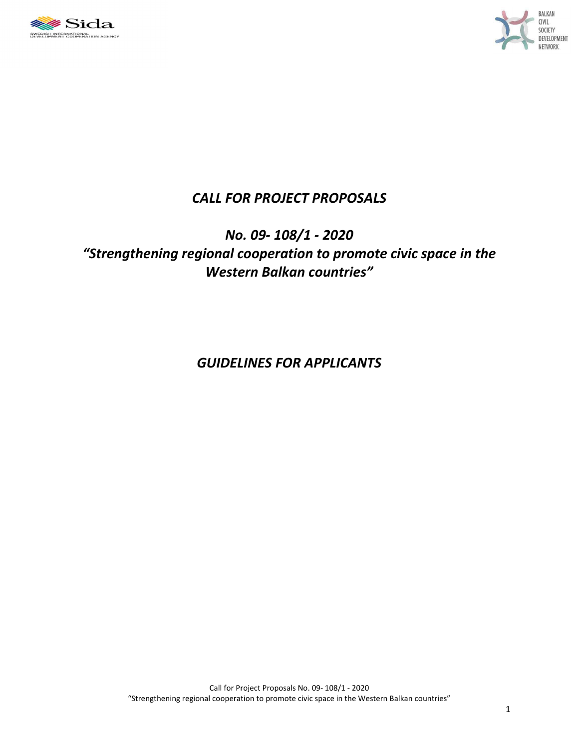# *CALL FOR PROJECT PROPOSALS*

# *No. 09- 108/1 - 2020*

# *"Strengthening regional cooperation to promote civic space in the Western Balkan countries"*

# *GUIDELINES FOR APPLICANTS*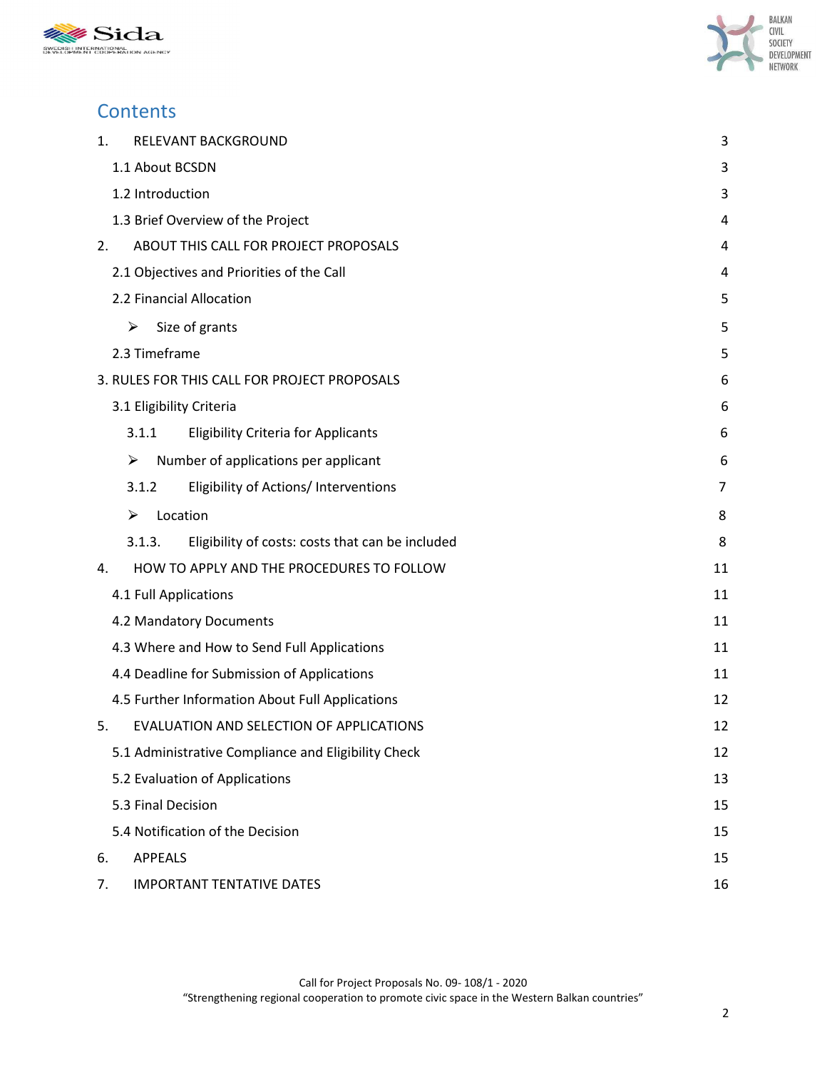# Contents

| | |
|---|---|
| 1. RELEVANT BACKGROUND | 3 |
| 1.1 About BCSDN | 3 |
| 1.2 Introduction | 3 |
| 1.3 Brief Overview of the Project | 4 |
| 2. ABOUT THIS CALL FOR PROJECT PROPOSALS | 4 |
| 2.1 Objectives and Priorities of the Call | 4 |
| 2.2 Financial Allocation | 5 |
| ➢ Size of grants | 5 |
| 2.3 Timeframe | 5 |
| 3. RULES FOR THIS CALL FOR PROJECT PROPOSALS | 6 |
| 3.1 Eligibility Criteria | 6 |
| 3.1.1 Eligibility Criteria for Applicants | 6 |
| ➢ Number of applications per applicant | 6 |
| 3.1.2 Eligibility of Actions/ Interventions | 7 |
| ➢ Location | 8 |
| 3.1.3. Eligibility of costs: costs that can be included | 8 |
| 4. HOW TO APPLY AND THE PROCEDURES TO FOLLOW | 11 |
| 4.1 Full Applications | 11 |
| 4.2 Mandatory Documents | 11 |
| 4.3 Where and How to Send Full Applications | 11 |
| 4.4 Deadline for Submission of Applications | 11 |
| 4.5 Further Information About Full Applications | 12 |
| 5. EVALUATION AND SELECTION OF APPLICATIONS | 12 |
| 5.1 Administrative Compliance and Eligibility Check | 12 |
| 5.2 Evaluation of Applications | 13 |
| 5.3 Final Decision | 15 |
| 5.4 Notification of the Decision | 15 |
| 6. APPEALS | 15 |
| 7. IMPORTANT TENTATIVE DATES | 16 |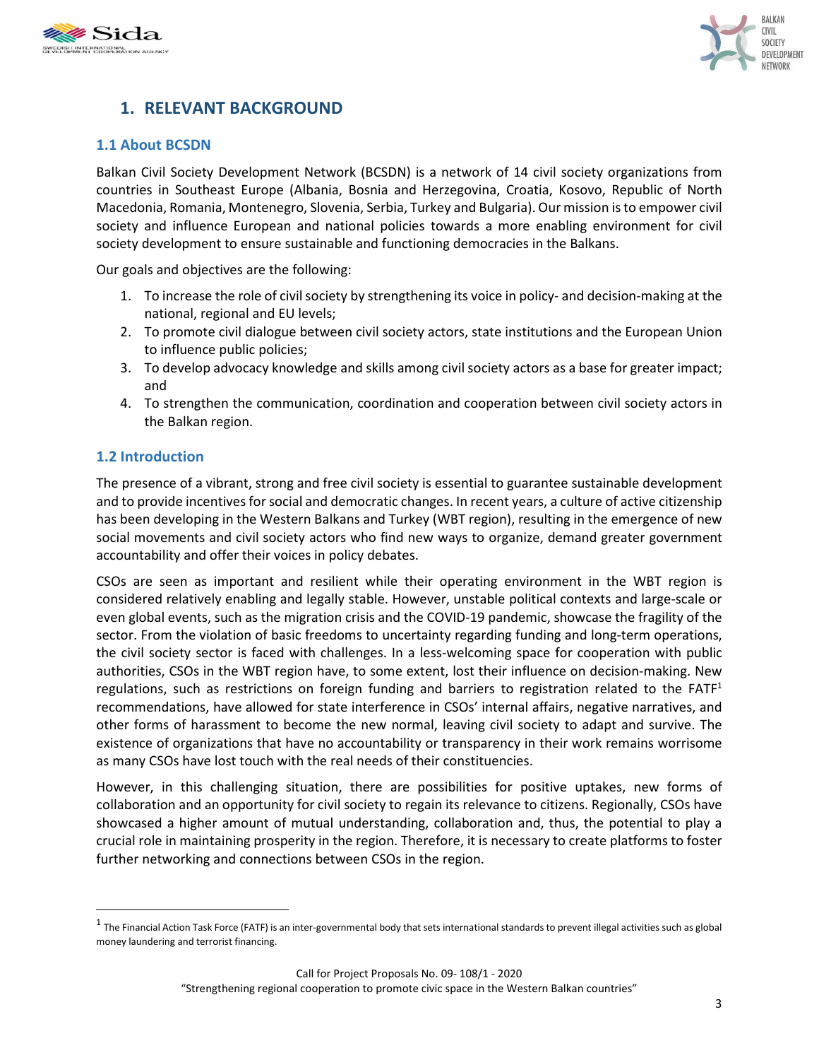# 1. RELEVANT BACKGROUND

## 1.1 About BCSDN

Balkan Civil Society Development Network (BCSDN) is a network of 14 civil society organizations from countries in Southeast Europe (Albania, Bosnia and Herzegovina, Croatia, Kosovo, Republic of North Macedonia, Romania, Montenegro, Slovenia, Serbia, Turkey and Bulgaria). Our mission is to empower civil society and influence European and national policies towards a more enabling environment for civil society development to ensure sustainable and functioning democracies in the Balkans.

Our goals and objectives are the following:

1. To increase the role of civil society by strengthening its voice in policy- and decision-making at the national, regional and EU levels;
2. To promote civil dialogue between civil society actors, state institutions and the European Union to influence public policies;
3. To develop advocacy knowledge and skills among civil society actors as a base for greater impact; and
4. To strengthen the communication, coordination and cooperation between civil society actors in the Balkan region.

## 1.2 Introduction

The presence of a vibrant, strong and free civil society is essential to guarantee sustainable development and to provide incentives for social and democratic changes. In recent years, a culture of active citizenship has been developing in the Western Balkans and Turkey (WBT region), resulting in the emergence of new social movements and civil society actors who find new ways to organize, demand greater government accountability and offer their voices in policy debates.

CSOs are seen as important and resilient while their operating environment in the WBT region is considered relatively enabling and legally stable. However, unstable political contexts and large-scale or even global events, such as the migration crisis and the COVID-19 pandemic, showcase the fragility of the sector. From the violation of basic freedoms to uncertainty regarding funding and long-term operations, the civil society sector is faced with challenges. In a less-welcoming space for cooperation with public authorities, CSOs in the WBT region have, to some extent, lost their influence on decision-making. New regulations, such as restrictions on foreign funding and barriers to registration related to the FATF[1] recommendations, have allowed for state interference in CSOs' internal affairs, negative narratives, and other forms of harassment to become the new normal, leaving civil society to adapt and survive. The existence of organizations that have no accountability or transparency in their work remains worrisome as many CSOs have lost touch with the real needs of their constituencies.

However, in this challenging situation, there are possibilities for positive uptakes, new forms of collaboration and an opportunity for civil society to regain its relevance to citizens. Regionally, CSOs have showcased a higher amount of mutual understanding, collaboration and, thus, the potential to play a crucial role in maintaining prosperity in the region. Therefore, it is necessary to create platforms to foster further networking and connections between CSOs in the region.

---

[1] The Financial Action Task Force (FATF) is an inter-governmental body that sets international standards to prevent illegal activities such as global money laundering and terrorist financing.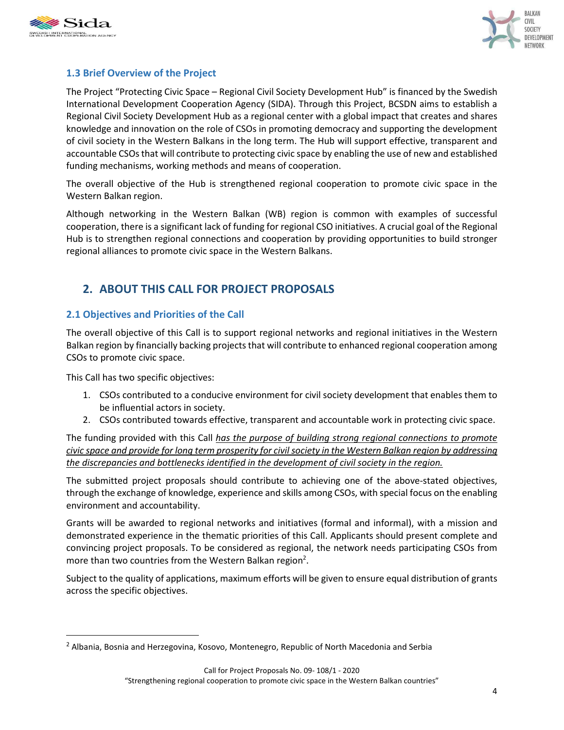### 1.3 Brief Overview of the Project

The Project "Protecting Civic Space – Regional Civil Society Development Hub" is financed by the Swedish International Development Cooperation Agency (SIDA). Through this Project, BCSDN aims to establish a Regional Civil Society Development Hub as a regional center with a global impact that creates and shares knowledge and innovation on the role of CSOs in promoting democracy and supporting the development of civil society in the Western Balkans in the long term. The Hub will support effective, transparent and accountable CSOs that will contribute to protecting civic space by enabling the use of new and established funding mechanisms, working methods and means of cooperation.

The overall objective of the Hub is strengthened regional cooperation to promote civic space in the Western Balkan region.

Although networking in the Western Balkan (WB) region is common with examples of successful cooperation, there is a significant lack of funding for regional CSO initiatives. A crucial goal of the Regional Hub is to strengthen regional connections and cooperation by providing opportunities to build stronger regional alliances to promote civic space in the Western Balkans.

## 2. ABOUT THIS CALL FOR PROJECT PROPOSALS

### 2.1 Objectives and Priorities of the Call

The overall objective of this Call is to support regional networks and regional initiatives in the Western Balkan region by financially backing projects that will contribute to enhanced regional cooperation among CSOs to promote civic space.

This Call has two specific objectives:

1. CSOs contributed to a conducive environment for civil society development that enables them to be influential actors in society.
2. CSOs contributed towards effective, transparent and accountable work in protecting civic space.

The funding provided with this Call *has the purpose of building strong regional connections to promote civic space and provide for long term prosperity for civil society in the Western Balkan region by addressing the discrepancies and bottlenecks identified in the development of civil society in the region.*

The submitted project proposals should contribute to achieving one of the above-stated objectives, through the exchange of knowledge, experience and skills among CSOs, with special focus on the enabling environment and accountability.

Grants will be awarded to regional networks and initiatives (formal and informal), with a mission and demonstrated experience in the thematic priorities of this Call. Applicants should present complete and convincing project proposals. To be considered as regional, the network needs participating CSOs from more than two countries from the Western Balkan region[2].

Subject to the quality of applications, maximum efforts will be given to ensure equal distribution of grants across the specific objectives.

[2] Albania, Bosnia and Herzegovina, Kosovo, Montenegro, Republic of North Macedonia and Serbia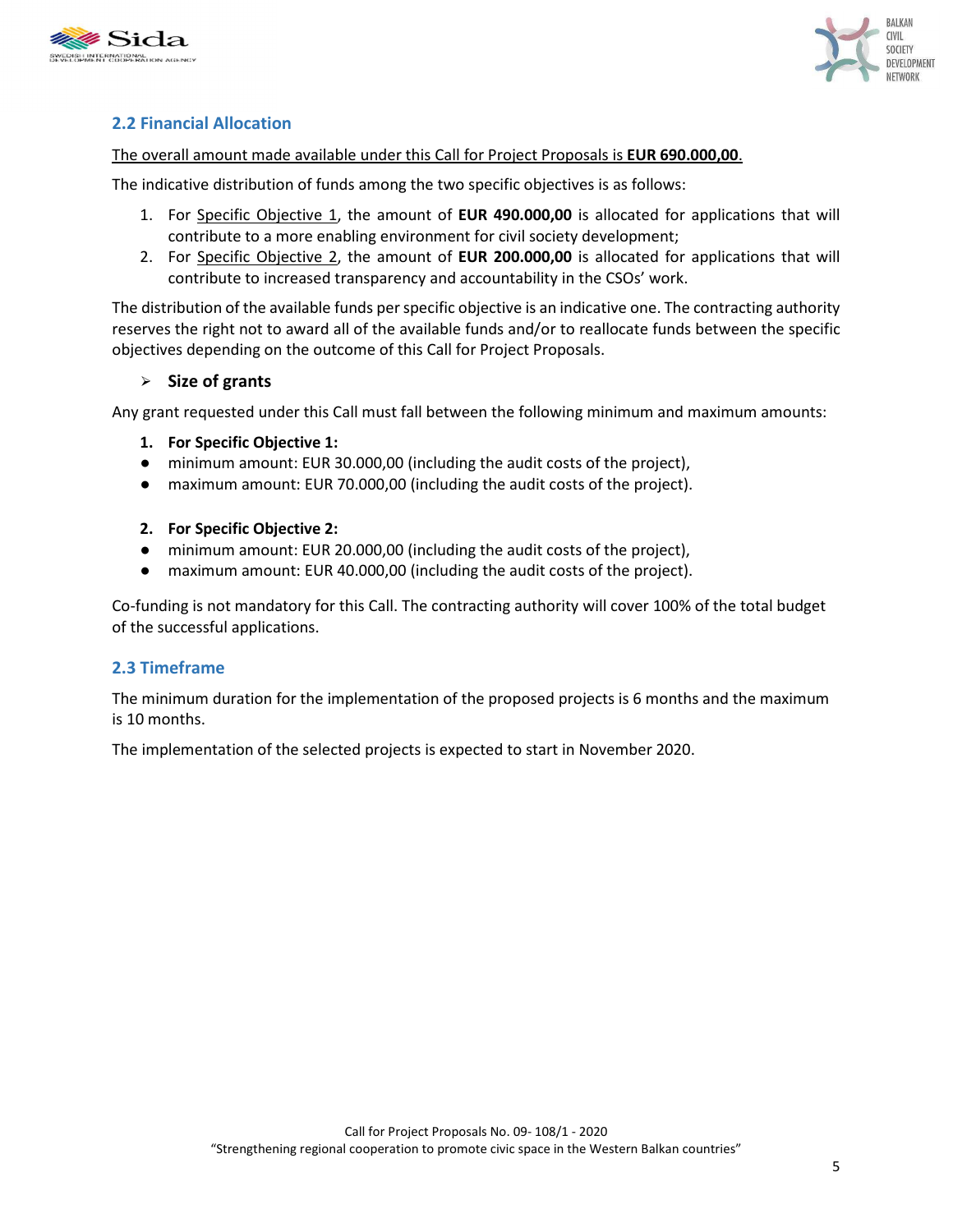## 2.2 Financial Allocation

The overall amount made available under this Call for Project Proposals is **EUR 690.000,00**.

The indicative distribution of funds among the two specific objectives is as follows:

1. For Specific Objective 1, the amount of **EUR 490.000,00** is allocated for applications that will contribute to a more enabling environment for civil society development;
2. For Specific Objective 2, the amount of **EUR 200.000,00** is allocated for applications that will contribute to increased transparency and accountability in the CSOs' work.

The distribution of the available funds per specific objective is an indicative one. The contracting authority reserves the right not to award all of the available funds and/or to reallocate funds between the specific objectives depending on the outcome of this Call for Project Proposals.

➢ **Size of grants**

Any grant requested under this Call must fall between the following minimum and maximum amounts:

**1. For Specific Objective 1:**

- minimum amount: EUR 30.000,00 (including the audit costs of the project),
- maximum amount: EUR 70.000,00 (including the audit costs of the project).

**2. For Specific Objective 2:**

- minimum amount: EUR 20.000,00 (including the audit costs of the project),
- maximum amount: EUR 40.000,00 (including the audit costs of the project).

Co-funding is not mandatory for this Call. The contracting authority will cover 100% of the total budget of the successful applications.

## 2.3 Timeframe

The minimum duration for the implementation of the proposed projects is 6 months and the maximum is 10 months.

The implementation of the selected projects is expected to start in November 2020.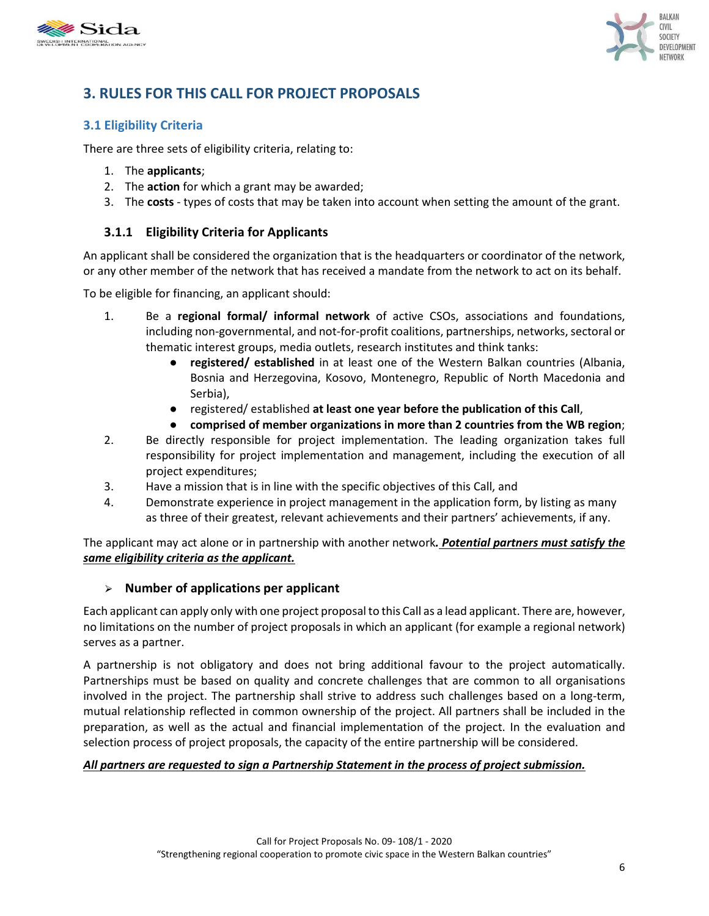## 3. RULES FOR THIS CALL FOR PROJECT PROPOSALS

### 3.1 Eligibility Criteria

There are three sets of eligibility criteria, relating to:

1. The **applicants**;
2. The **action** for which a grant may be awarded;
3. The **costs** - types of costs that may be taken into account when setting the amount of the grant.

#### 3.1.1 Eligibility Criteria for Applicants

An applicant shall be considered the organization that is the headquarters or coordinator of the network, or any other member of the network that has received a mandate from the network to act on its behalf.

To be eligible for financing, an applicant should:

1. Be a **regional formal/ informal network** of active CSOs, associations and foundations, including non-governmental, and not-for-profit coalitions, partnerships, networks, sectoral or thematic interest groups, media outlets, research institutes and think tanks:
   - **registered/ established** in at least one of the Western Balkan countries (Albania, Bosnia and Herzegovina, Kosovo, Montenegro, Republic of North Macedonia and Serbia),
   - registered/ established **at least one year before the publication of this Call**,
   - **comprised of member organizations in more than 2 countries from the WB region**;
2. Be directly responsible for project implementation. The leading organization takes full responsibility for project implementation and management, including the execution of all project expenditures;
3. Have a mission that is in line with the specific objectives of this Call, and
4. Demonstrate experience in project management in the application form, by listing as many as three of their greatest, relevant achievements and their partners' achievements, if any.

The applicant may act alone or in partnership with another network. ***Potential partners must satisfy the same eligibility criteria as the applicant.***

- **Number of applications per applicant**

Each applicant can apply only with one project proposal to this Call as a lead applicant. There are, however, no limitations on the number of project proposals in which an applicant (for example a regional network) serves as a partner.

A partnership is not obligatory and does not bring additional favour to the project automatically. Partnerships must be based on quality and concrete challenges that are common to all organisations involved in the project. The partnership shall strive to address such challenges based on a long-term, mutual relationship reflected in common ownership of the project. All partners shall be included in the preparation, as well as the actual and financial implementation of the project. In the evaluation and selection process of project proposals, the capacity of the entire partnership will be considered.

***All partners are requested to sign a Partnership Statement in the process of project submission.***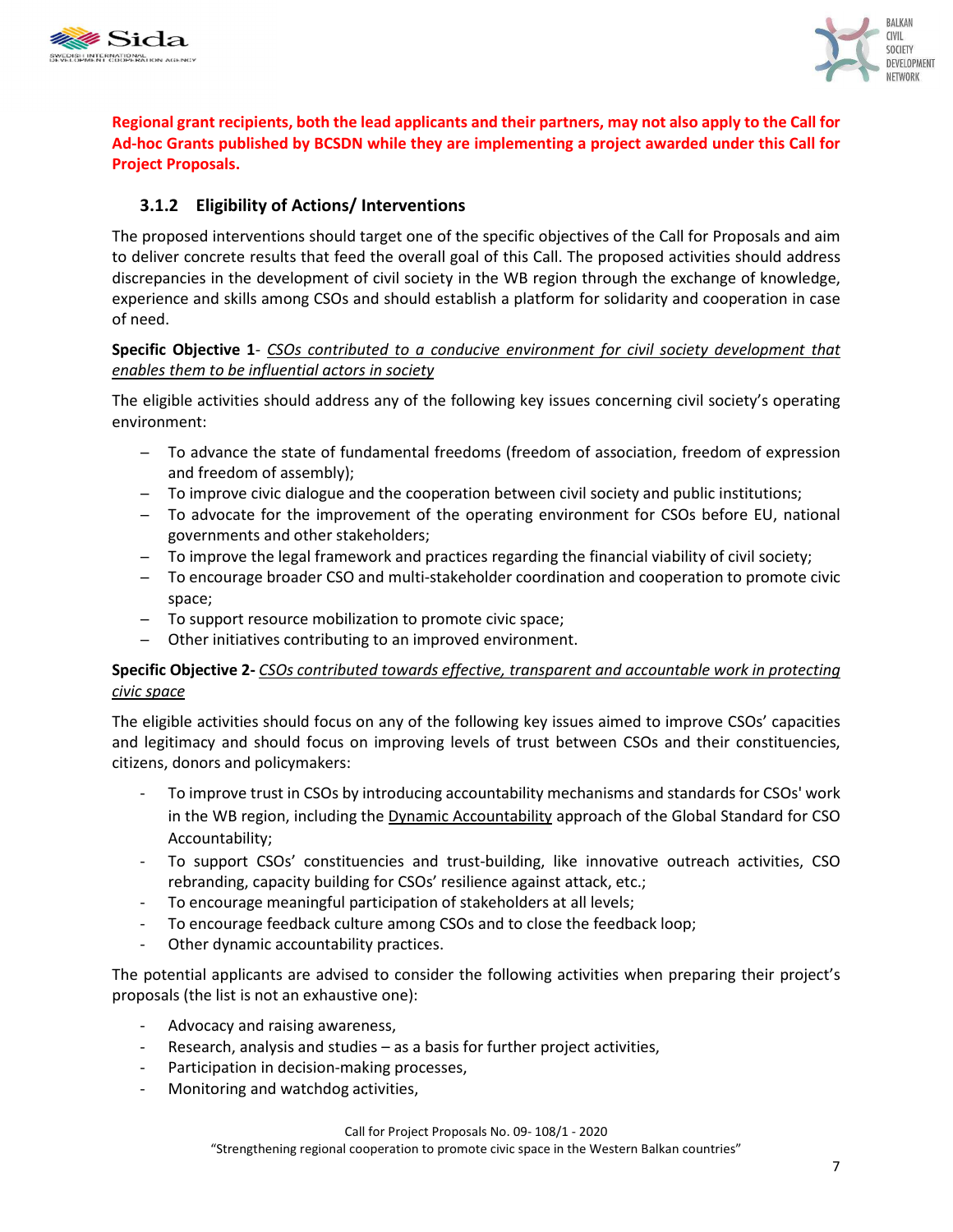**Regional grant recipients, both the lead applicants and their partners, may not also apply to the Call for Ad-hoc Grants published by BCSDN while they are implementing a project awarded under this Call for Project Proposals.**

### 3.1.2 Eligibility of Actions/ Interventions

The proposed interventions should target one of the specific objectives of the Call for Proposals and aim to deliver concrete results that feed the overall goal of this Call. The proposed activities should address discrepancies in the development of civil society in the WB region through the exchange of knowledge, experience and skills among CSOs and should establish a platform for solidarity and cooperation in case of need.

**Specific Objective 1**- *CSOs contributed to a conducive environment for civil society development that enables them to be influential actors in society*

The eligible activities should address any of the following key issues concerning civil society's operating environment:

- To advance the state of fundamental freedoms (freedom of association, freedom of expression and freedom of assembly);
- To improve civic dialogue and the cooperation between civil society and public institutions;
- To advocate for the improvement of the operating environment for CSOs before EU, national governments and other stakeholders;
- To improve the legal framework and practices regarding the financial viability of civil society;
- To encourage broader CSO and multi-stakeholder coordination and cooperation to promote civic space;
- To support resource mobilization to promote civic space;
- Other initiatives contributing to an improved environment.

**Specific Objective 2-** *CSOs contributed towards effective, transparent and accountable work in protecting civic space*

The eligible activities should focus on any of the following key issues aimed to improve CSOs' capacities and legitimacy and should focus on improving levels of trust between CSOs and their constituencies, citizens, donors and policymakers:

- To improve trust in CSOs by introducing accountability mechanisms and standards for CSOs' work in the WB region, including the Dynamic Accountability approach of the Global Standard for CSO Accountability;
- To support CSOs' constituencies and trust-building, like innovative outreach activities, CSO rebranding, capacity building for CSOs' resilience against attack, etc.;
- To encourage meaningful participation of stakeholders at all levels;
- To encourage feedback culture among CSOs and to close the feedback loop;
- Other dynamic accountability practices.

The potential applicants are advised to consider the following activities when preparing their project's proposals (the list is not an exhaustive one):

- Advocacy and raising awareness,
- Research, analysis and studies – as a basis for further project activities,
- Participation in decision-making processes,
- Monitoring and watchdog activities,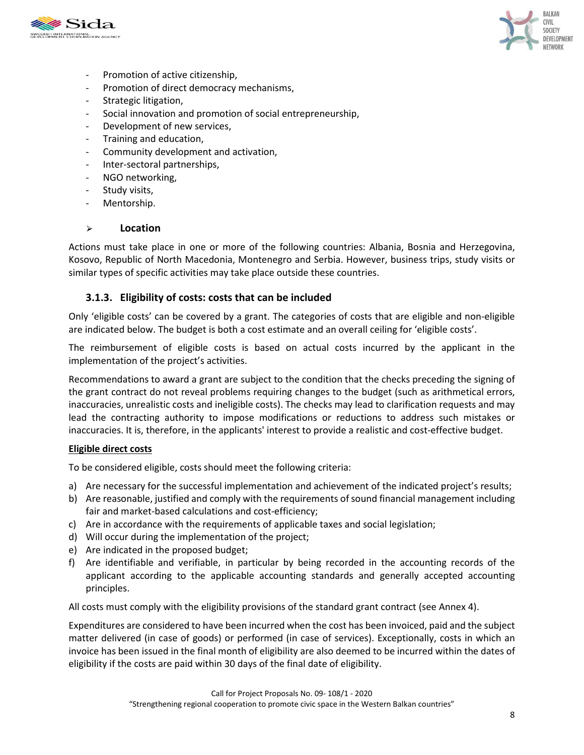- Promotion of active citizenship,
- Promotion of direct democracy mechanisms,
- Strategic litigation,
- Social innovation and promotion of social entrepreneurship,
- Development of new services,
- Training and education,
- Community development and activation,
- Inter-sectoral partnerships,
- NGO networking,
- Study visits,
- Mentorship.

➢ **Location**

Actions must take place in one or more of the following countries: Albania, Bosnia and Herzegovina, Kosovo, Republic of North Macedonia, Montenegro and Serbia. However, business trips, study visits or similar types of specific activities may take place outside these countries.

### 3.1.3. Eligibility of costs: costs that can be included

Only 'eligible costs' can be covered by a grant. The categories of costs that are eligible and non-eligible are indicated below. The budget is both a cost estimate and an overall ceiling for 'eligible costs'.

The reimbursement of eligible costs is based on actual costs incurred by the applicant in the implementation of the project's activities.

Recommendations to award a grant are subject to the condition that the checks preceding the signing of the grant contract do not reveal problems requiring changes to the budget (such as arithmetical errors, inaccuracies, unrealistic costs and ineligible costs). The checks may lead to clarification requests and may lead the contracting authority to impose modifications or reductions to address such mistakes or inaccuracies. It is, therefore, in the applicants' interest to provide a realistic and cost-effective budget.

**Eligible direct costs**

To be considered eligible, costs should meet the following criteria:

a) Are necessary for the successful implementation and achievement of the indicated project's results;
b) Are reasonable, justified and comply with the requirements of sound financial management including fair and market-based calculations and cost-efficiency;
c) Are in accordance with the requirements of applicable taxes and social legislation;
d) Will occur during the implementation of the project;
e) Are indicated in the proposed budget;
f) Are identifiable and verifiable, in particular by being recorded in the accounting records of the applicant according to the applicable accounting standards and generally accepted accounting principles.

All costs must comply with the eligibility provisions of the standard grant contract (see Annex 4).

Expenditures are considered to have been incurred when the cost has been invoiced, paid and the subject matter delivered (in case of goods) or performed (in case of services). Exceptionally, costs in which an invoice has been issued in the final month of eligibility are also deemed to be incurred within the dates of eligibility if the costs are paid within 30 days of the final date of eligibility.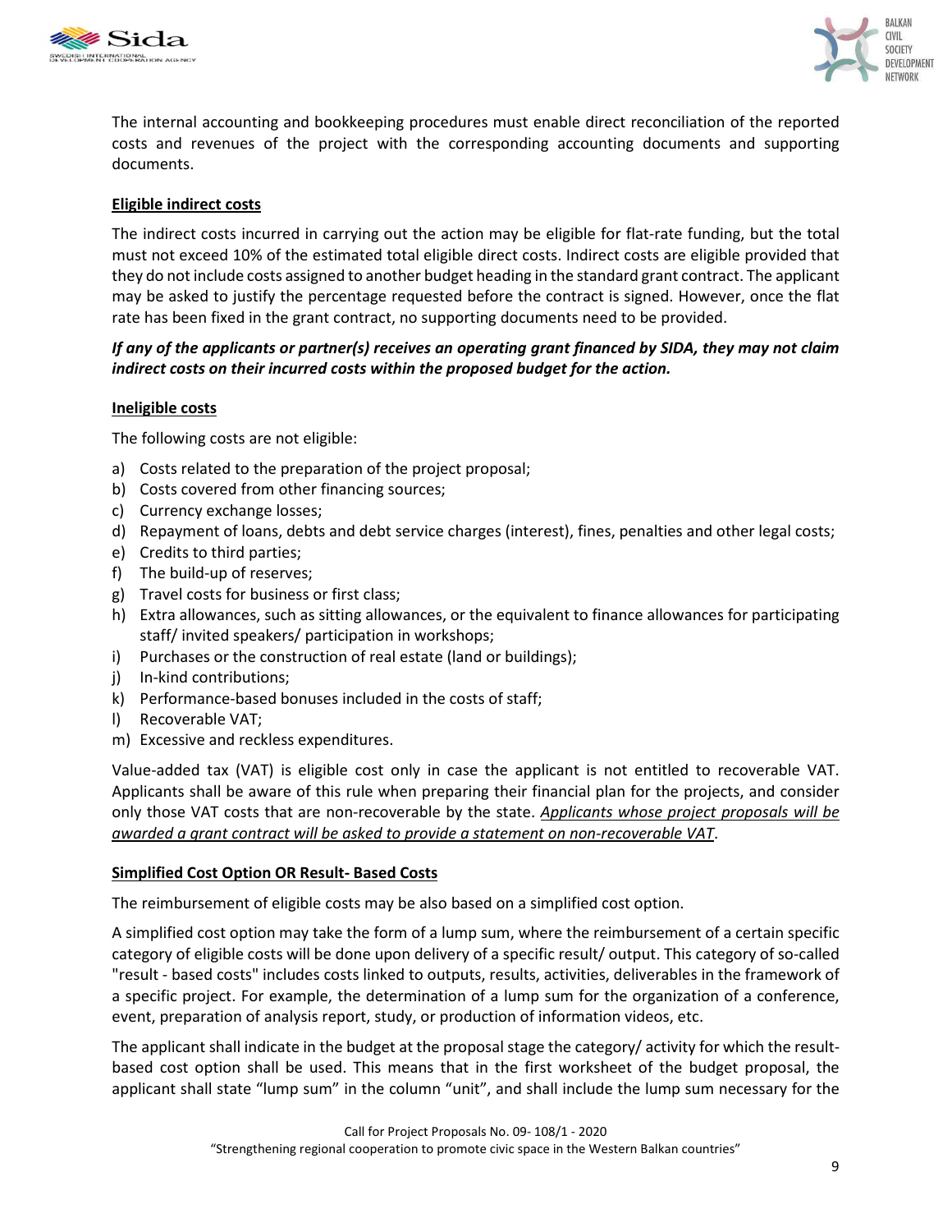The internal accounting and bookkeeping procedures must enable direct reconciliation of the reported costs and revenues of the project with the corresponding accounting documents and supporting documents.

**Eligible indirect costs**

The indirect costs incurred in carrying out the action may be eligible for flat-rate funding, but the total must not exceed 10% of the estimated total eligible direct costs. Indirect costs are eligible provided that they do not include costs assigned to another budget heading in the standard grant contract. The applicant may be asked to justify the percentage requested before the contract is signed. However, once the flat rate has been fixed in the grant contract, no supporting documents need to be provided.

***If any of the applicants or partner(s) receives an operating grant financed by SIDA, they may not claim indirect costs on their incurred costs within the proposed budget for the action.***

**Ineligible costs**

The following costs are not eligible:

a) Costs related to the preparation of the project proposal;
b) Costs covered from other financing sources;
c) Currency exchange losses;
d) Repayment of loans, debts and debt service charges (interest), fines, penalties and other legal costs;
e) Credits to third parties;
f) The build-up of reserves;
g) Travel costs for business or first class;
h) Extra allowances, such as sitting allowances, or the equivalent to finance allowances for participating staff/ invited speakers/ participation in workshops;
i) Purchases or the construction of real estate (land or buildings);
j) In-kind contributions;
k) Performance-based bonuses included in the costs of staff;
l) Recoverable VAT;
m) Excessive and reckless expenditures.

Value-added tax (VAT) is eligible cost only in case the applicant is not entitled to recoverable VAT. Applicants shall be aware of this rule when preparing their financial plan for the projects, and consider only those VAT costs that are non-recoverable by the state. *Applicants whose project proposals will be awarded a grant contract will be asked to provide a statement on non-recoverable VAT*.

**Simplified Cost Option OR Result- Based Costs**

The reimbursement of eligible costs may be also based on a simplified cost option.

A simplified cost option may take the form of a lump sum, where the reimbursement of a certain specific category of eligible costs will be done upon delivery of a specific result/ output. This category of so-called "result - based costs" includes costs linked to outputs, results, activities, deliverables in the framework of a specific project. For example, the determination of a lump sum for the organization of a conference, event, preparation of analysis report, study, or production of information videos, etc.

The applicant shall indicate in the budget at the proposal stage the category/ activity for which the result-based cost option shall be used. This means that in the first worksheet of the budget proposal, the applicant shall state "lump sum" in the column "unit", and shall include the lump sum necessary for the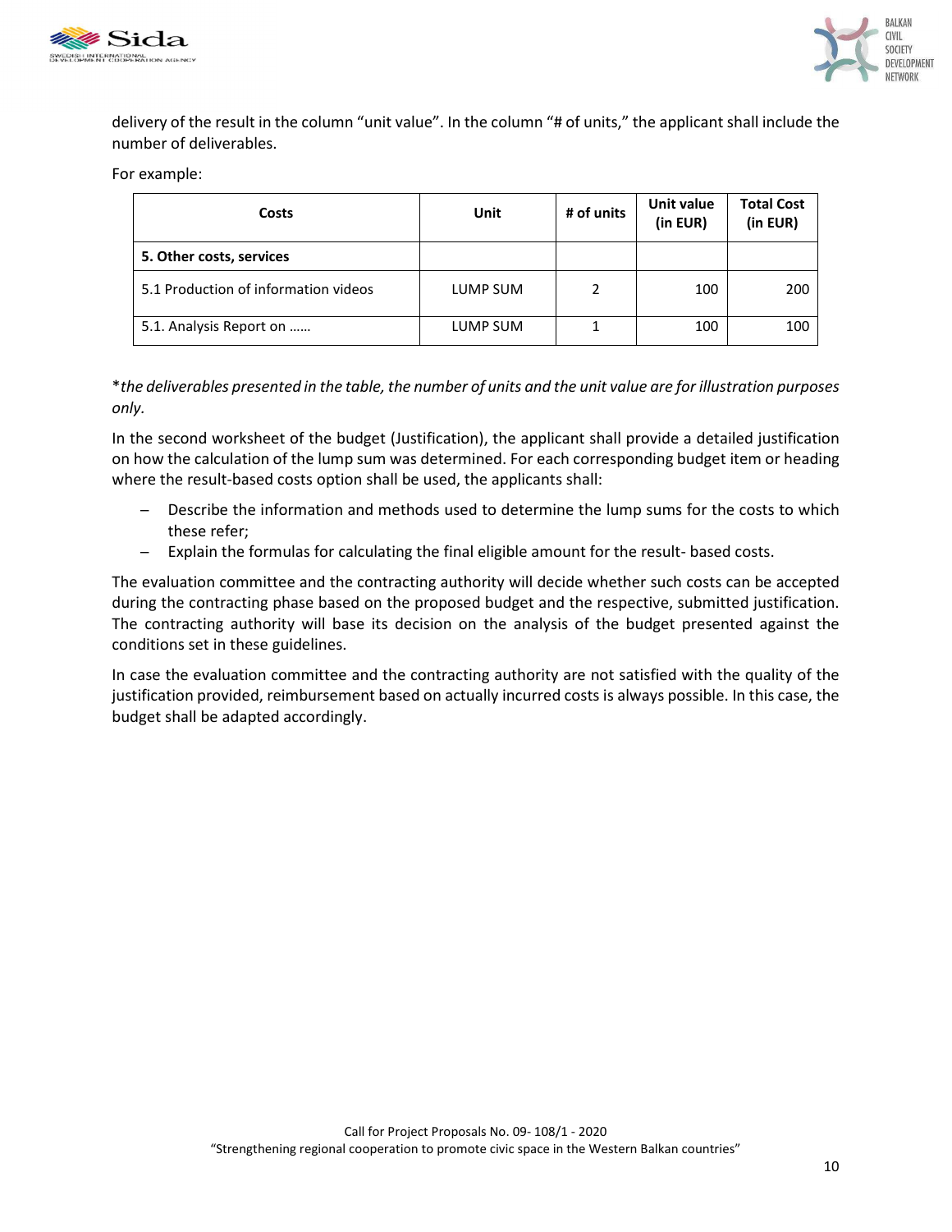delivery of the result in the column "unit value". In the column "# of units," the applicant shall include the number of deliverables.

For example:

| Costs | Unit | # of units | Unit value (in EUR) | Total Cost (in EUR) |
|---|---|---|---|---|
| **5. Other costs, services** | | | | |
| 5.1 Production of information videos | LUMP SUM | 2 | 100 | 200 |
| 5.1. Analysis Report on …… | LUMP SUM | 1 | 100 | 100 |

\**the deliverables presented in the table, the number of units and the unit value are for illustration purposes only.*

In the second worksheet of the budget (Justification), the applicant shall provide a detailed justification on how the calculation of the lump sum was determined. For each corresponding budget item or heading where the result-based costs option shall be used, the applicants shall:

- Describe the information and methods used to determine the lump sums for the costs to which these refer;
- Explain the formulas for calculating the final eligible amount for the result- based costs.

The evaluation committee and the contracting authority will decide whether such costs can be accepted during the contracting phase based on the proposed budget and the respective, submitted justification. The contracting authority will base its decision on the analysis of the budget presented against the conditions set in these guidelines.

In case the evaluation committee and the contracting authority are not satisfied with the quality of the justification provided, reimbursement based on actually incurred costs is always possible. In this case, the budget shall be adapted accordingly.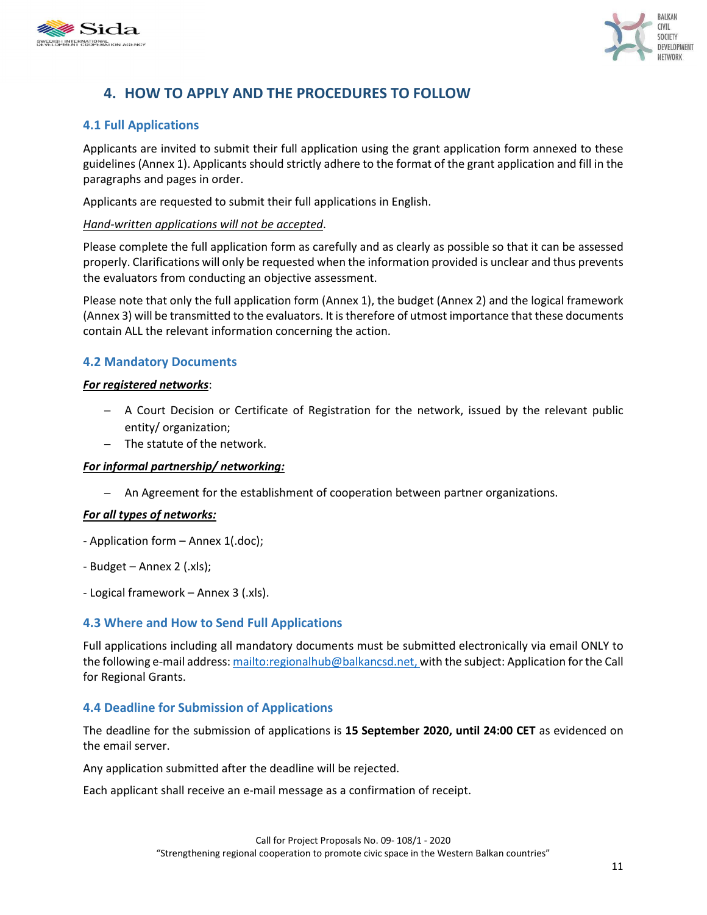# 4. HOW TO APPLY AND THE PROCEDURES TO FOLLOW

## 4.1 Full Applications

Applicants are invited to submit their full application using the grant application form annexed to these guidelines (Annex 1). Applicants should strictly adhere to the format of the grant application and fill in the paragraphs and pages in order.

Applicants are requested to submit their full applications in English.

*Hand-written applications will not be accepted*.

Please complete the full application form as carefully and as clearly as possible so that it can be assessed properly. Clarifications will only be requested when the information provided is unclear and thus prevents the evaluators from conducting an objective assessment.

Please note that only the full application form (Annex 1), the budget (Annex 2) and the logical framework (Annex 3) will be transmitted to the evaluators. It is therefore of utmost importance that these documents contain ALL the relevant information concerning the action.

## 4.2 Mandatory Documents

***For registered networks***:

- A Court Decision or Certificate of Registration for the network, issued by the relevant public entity/ organization;
- The statute of the network.

***For informal partnership/ networking:***

- An Agreement for the establishment of cooperation between partner organizations.

***For all types of networks:***

- Application form – Annex 1(.doc);

- Budget – Annex 2 (.xls);

- Logical framework – Annex 3 (.xls).

## 4.3 Where and How to Send Full Applications

Full applications including all mandatory documents must be submitted electronically via email ONLY to the following e-mail address: mailto:regionalhub@balkancsd.net, with the subject: Application for the Call for Regional Grants.

## 4.4 Deadline for Submission of Applications

The deadline for the submission of applications is **15 September 2020, until 24:00 CET** as evidenced on the email server.

Any application submitted after the deadline will be rejected.

Each applicant shall receive an e-mail message as a confirmation of receipt.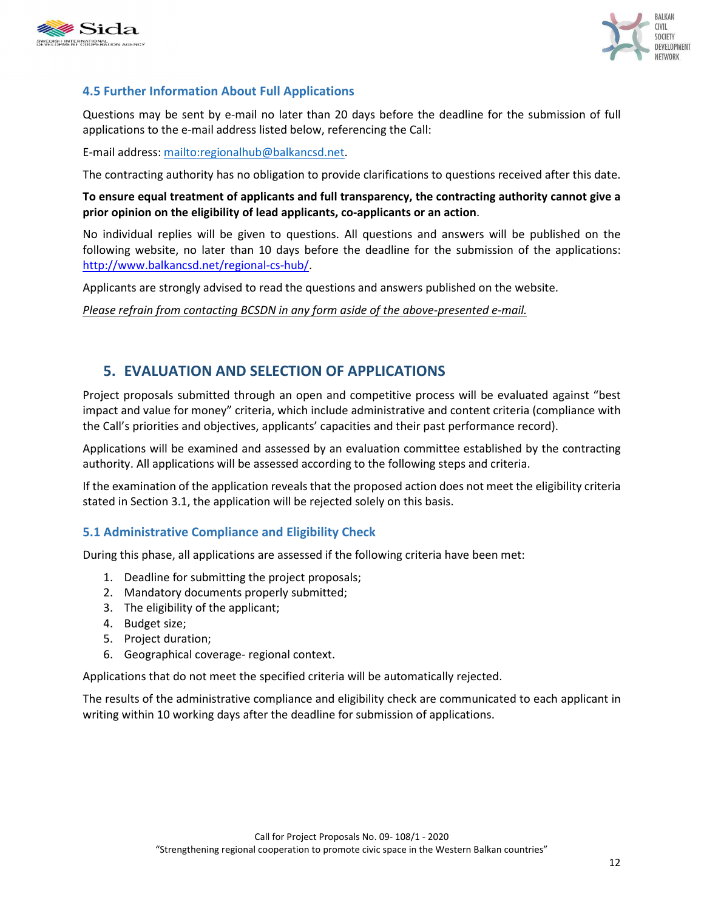### 4.5 Further Information About Full Applications

Questions may be sent by e-mail no later than 20 days before the deadline for the submission of full applications to the e-mail address listed below, referencing the Call:

E-mail address: [mailto:regionalhub@balkancsd.net](mailto:regionalhub@balkancsd.net).

The contracting authority has no obligation to provide clarifications to questions received after this date.

**To ensure equal treatment of applicants and full transparency, the contracting authority cannot give a prior opinion on the eligibility of lead applicants, co-applicants or an action**.

No individual replies will be given to questions. All questions and answers will be published on the following website, no later than 10 days before the deadline for the submission of the applications: [http://www.balkancsd.net/regional-cs-hub/](http://www.balkancsd.net/regional-cs-hub/).

Applicants are strongly advised to read the questions and answers published on the website.

*Please refrain from contacting BCSDN in any form aside of the above-presented e-mail.*

## 5. EVALUATION AND SELECTION OF APPLICATIONS

Project proposals submitted through an open and competitive process will be evaluated against "best impact and value for money" criteria, which include administrative and content criteria (compliance with the Call's priorities and objectives, applicants' capacities and their past performance record).

Applications will be examined and assessed by an evaluation committee established by the contracting authority. All applications will be assessed according to the following steps and criteria.

If the examination of the application reveals that the proposed action does not meet the eligibility criteria stated in Section 3.1, the application will be rejected solely on this basis.

### 5.1 Administrative Compliance and Eligibility Check

During this phase, all applications are assessed if the following criteria have been met:

1. Deadline for submitting the project proposals;
2. Mandatory documents properly submitted;
3. The eligibility of the applicant;
4. Budget size;
5. Project duration;
6. Geographical coverage- regional context.

Applications that do not meet the specified criteria will be automatically rejected.

The results of the administrative compliance and eligibility check are communicated to each applicant in writing within 10 working days after the deadline for submission of applications.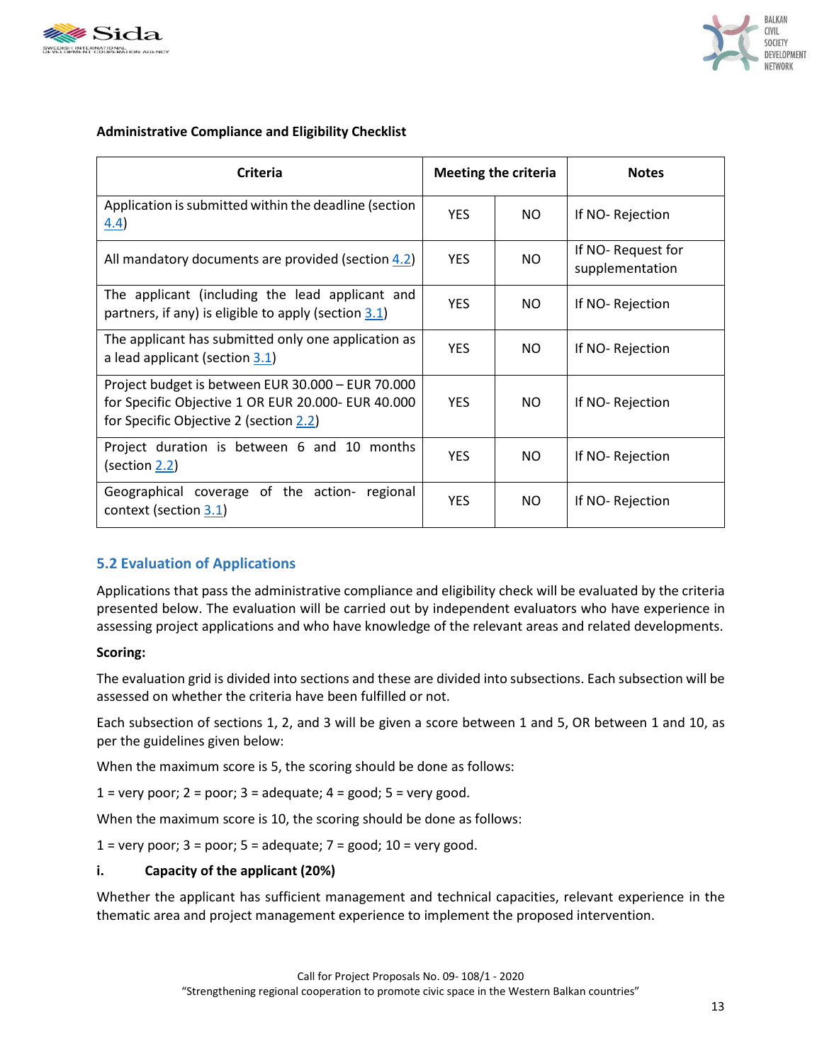**Administrative Compliance and Eligibility Checklist**

| Criteria | Meeting the criteria | | Notes |
|---|---|---|---|
| Application is submitted within the deadline (section 4.4) | YES | NO | If NO- Rejection |
| All mandatory documents are provided (section 4.2) | YES | NO | If NO- Request for supplementation |
| The applicant (including the lead applicant and partners, if any) is eligible to apply (section 3.1) | YES | NO | If NO- Rejection |
| The applicant has submitted only one application as a lead applicant (section 3.1) | YES | NO | If NO- Rejection |
| Project budget is between EUR 30.000 – EUR 70.000 for Specific Objective 1 OR EUR 20.000- EUR 40.000 for Specific Objective 2 (section 2.2) | YES | NO | If NO- Rejection |
| Project duration is between 6 and 10 months (section 2.2) | YES | NO | If NO- Rejection |
| Geographical coverage of the action- regional context (section 3.1) | YES | NO | If NO- Rejection |

## 5.2 Evaluation of Applications

Applications that pass the administrative compliance and eligibility check will be evaluated by the criteria presented below. The evaluation will be carried out by independent evaluators who have experience in assessing project applications and who have knowledge of the relevant areas and related developments.

**Scoring:**

The evaluation grid is divided into sections and these are divided into subsections. Each subsection will be assessed on whether the criteria have been fulfilled or not.

Each subsection of sections 1, 2, and 3 will be given a score between 1 and 5, OR between 1 and 10, as per the guidelines given below:

When the maximum score is 5, the scoring should be done as follows:

1 = very poor; 2 = poor; 3 = adequate; 4 = good; 5 = very good.

When the maximum score is 10, the scoring should be done as follows:

1 = very poor; 3 = poor; 5 = adequate; 7 = good; 10 = very good.

**i. Capacity of the applicant (20%)**

Whether the applicant has sufficient management and technical capacities, relevant experience in the thematic area and project management experience to implement the proposed intervention.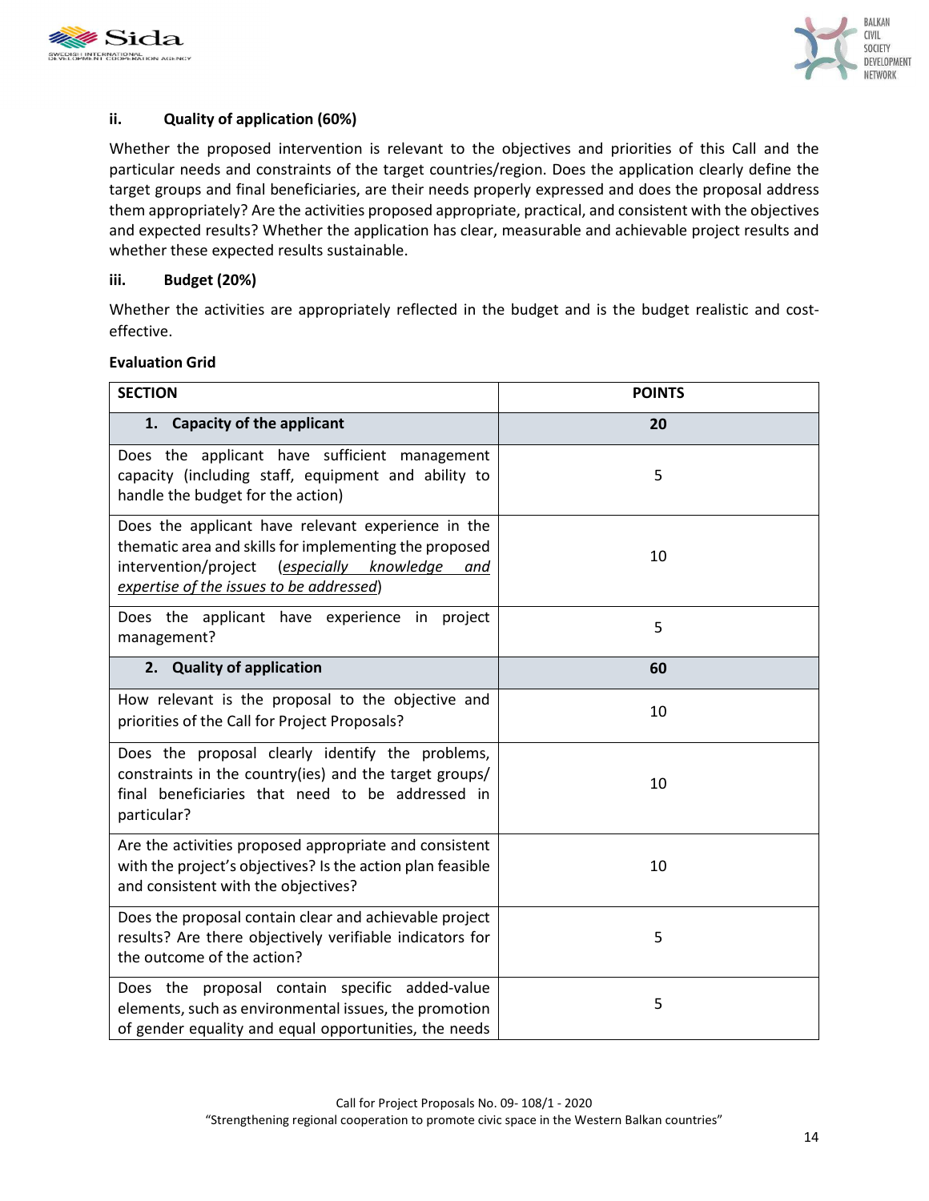### ii. Quality of application (60%)

Whether the proposed intervention is relevant to the objectives and priorities of this Call and the particular needs and constraints of the target countries/region. Does the application clearly define the target groups and final beneficiaries, are their needs properly expressed and does the proposal address them appropriately? Are the activities proposed appropriate, practical, and consistent with the objectives and expected results? Whether the application has clear, measurable and achievable project results and whether these expected results sustainable.

### iii. Budget (20%)

Whether the activities are appropriately reflected in the budget and is the budget realistic and cost-effective.

**Evaluation Grid**

| SECTION | POINTS |
|---|---|
| **1. Capacity of the applicant** | **20** |
| Does the applicant have sufficient management capacity (including staff, equipment and ability to handle the budget for the action) | 5 |
| Does the applicant have relevant experience in the thematic area and skills for implementing the proposed intervention/project (*especially knowledge and expertise of the issues to be addressed*) | 10 |
| Does the applicant have experience in project management? | 5 |
| **2. Quality of application** | **60** |
| How relevant is the proposal to the objective and priorities of the Call for Project Proposals? | 10 |
| Does the proposal clearly identify the problems, constraints in the country(ies) and the target groups/ final beneficiaries that need to be addressed in particular? | 10 |
| Are the activities proposed appropriate and consistent with the project's objectives? Is the action plan feasible and consistent with the objectives? | 10 |
| Does the proposal contain clear and achievable project results? Are there objectively verifiable indicators for the outcome of the action? | 5 |
| Does the proposal contain specific added-value elements, such as environmental issues, the promotion of gender equality and equal opportunities, the needs | 5 |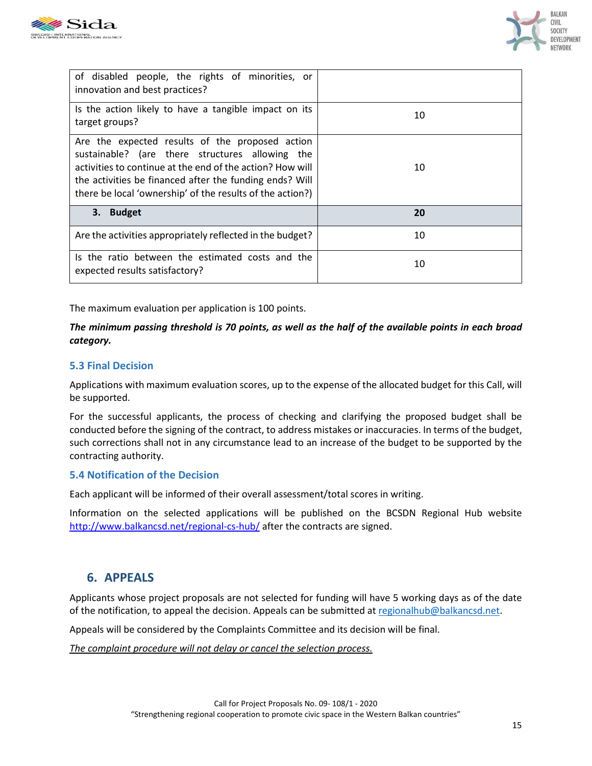| | |
|---|---|
| of disabled people, the rights of minorities, or innovation and best practices? | |
| Is the action likely to have a tangible impact on its target groups? | 10 |
| Are the expected results of the proposed action sustainable? (are there structures allowing the activities to continue at the end of the action? How will the activities be financed after the funding ends? Will there be local 'ownership' of the results of the action?) | 10 |
| **3. Budget** | **20** |
| Are the activities appropriately reflected in the budget? | 10 |
| Is the ratio between the estimated costs and the expected results satisfactory? | 10 |

The maximum evaluation per application is 100 points.

***The minimum passing threshold is 70 points, as well as the half of the available points in each broad category.***

### 5.3 Final Decision

Applications with maximum evaluation scores, up to the expense of the allocated budget for this Call, will be supported.

For the successful applicants, the process of checking and clarifying the proposed budget shall be conducted before the signing of the contract, to address mistakes or inaccuracies. In terms of the budget, such corrections shall not in any circumstance lead to an increase of the budget to be supported by the contracting authority.

### 5.4 Notification of the Decision

Each applicant will be informed of their overall assessment/total scores in writing.

Information on the selected applications will be published on the BCSDN Regional Hub website http://www.balkancsd.net/regional-cs-hub/ after the contracts are signed.

## 6. APPEALS

Applicants whose project proposals are not selected for funding will have 5 working days as of the date of the notification, to appeal the decision. Appeals can be submitted at regionalhub@balkancsd.net.

Appeals will be considered by the Complaints Committee and its decision will be final.

*The complaint procedure will not delay or cancel the selection process.*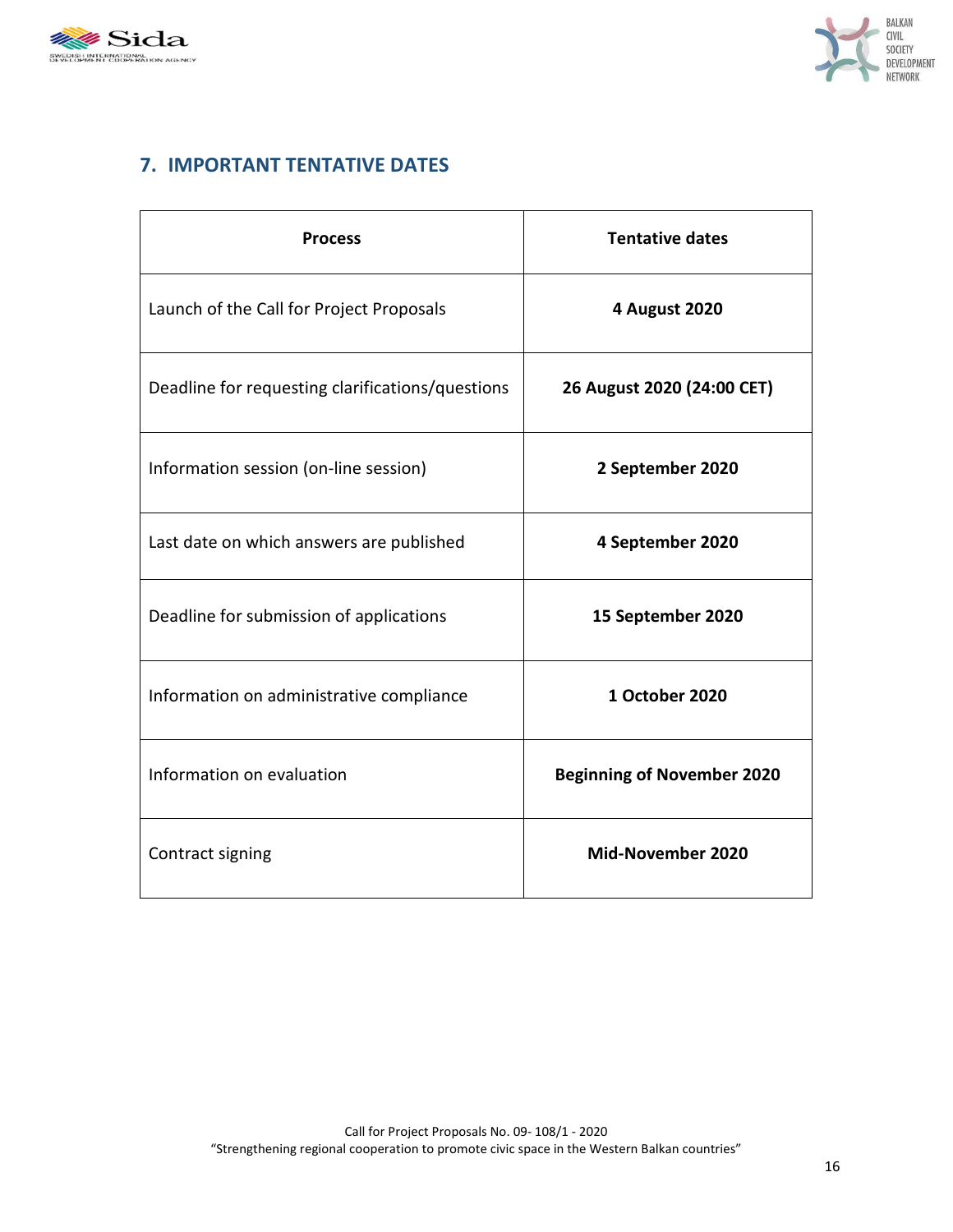## 7. IMPORTANT TENTATIVE DATES

| Process | Tentative dates |
|---|---|
| Launch of the Call for Project Proposals | **4 August 2020** |
| Deadline for requesting clarifications/questions | **26 August 2020 (24:00 CET)** |
| Information session (on-line session) | **2 September 2020** |
| Last date on which answers are published | **4 September 2020** |
| Deadline for submission of applications | **15 September 2020** |
| Information on administrative compliance | **1 October 2020** |
| Information on evaluation | **Beginning of November 2020** |
| Contract signing | **Mid-November 2020** |